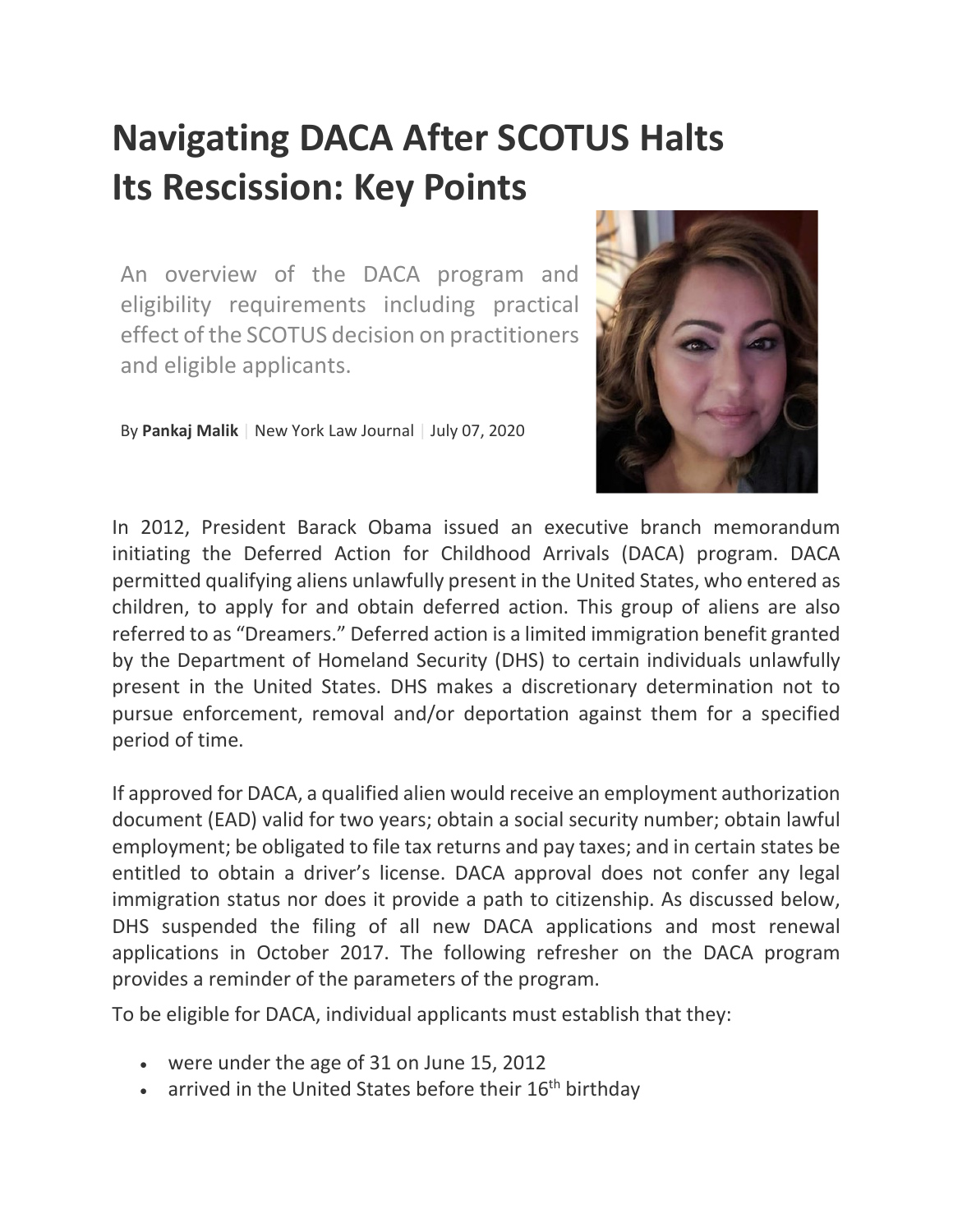# Navigating DACA After SCOTUS Halts Its Rescission: Key Points

An overview of the DACA program and eligibility requirements including practical effect of the SCOTUS decision on practitioners and eligible applicants.

By **Pankaj Malik** | New York Law Journal | July 07, 2020

In 2012, President Barack Obama issued an executive branch memorandum initiating the Deferred Action for Childhood Arrivals (DACA) program. DACA permitted qualifying aliens unlawfully present in the United States, who entered as children, to apply for and obtain deferred action. This group of aliens are also referred to as "Dreamers." Deferred action is a limited immigration benefit granted by the Department of Homeland Security (DHS) to certain individuals unlawfully present in the United States. DHS makes a discretionary determination not to pursue enforcement, removal and/or deportation against them for a specified period of time.

If approved for DACA, a qualified alien would receive an employment authorization document (EAD) valid for two years; obtain a social security number; obtain lawful employment; be obligated to file tax returns and pay taxes; and in certain states be entitled to obtain a driver's license. DACA approval does not confer any legal immigration status nor does it provide a path to citizenship. As discussed below, DHS suspended the filing of all new DACA applications and most renewal applications in October 2017. The following refresher on the DACA program provides a reminder of the parameters of the program.

To be eligible for DACA, individual applicants must establish that they:

- were under the age of 31 on June 15, 2012
- arrived in the United States before their 16th birthday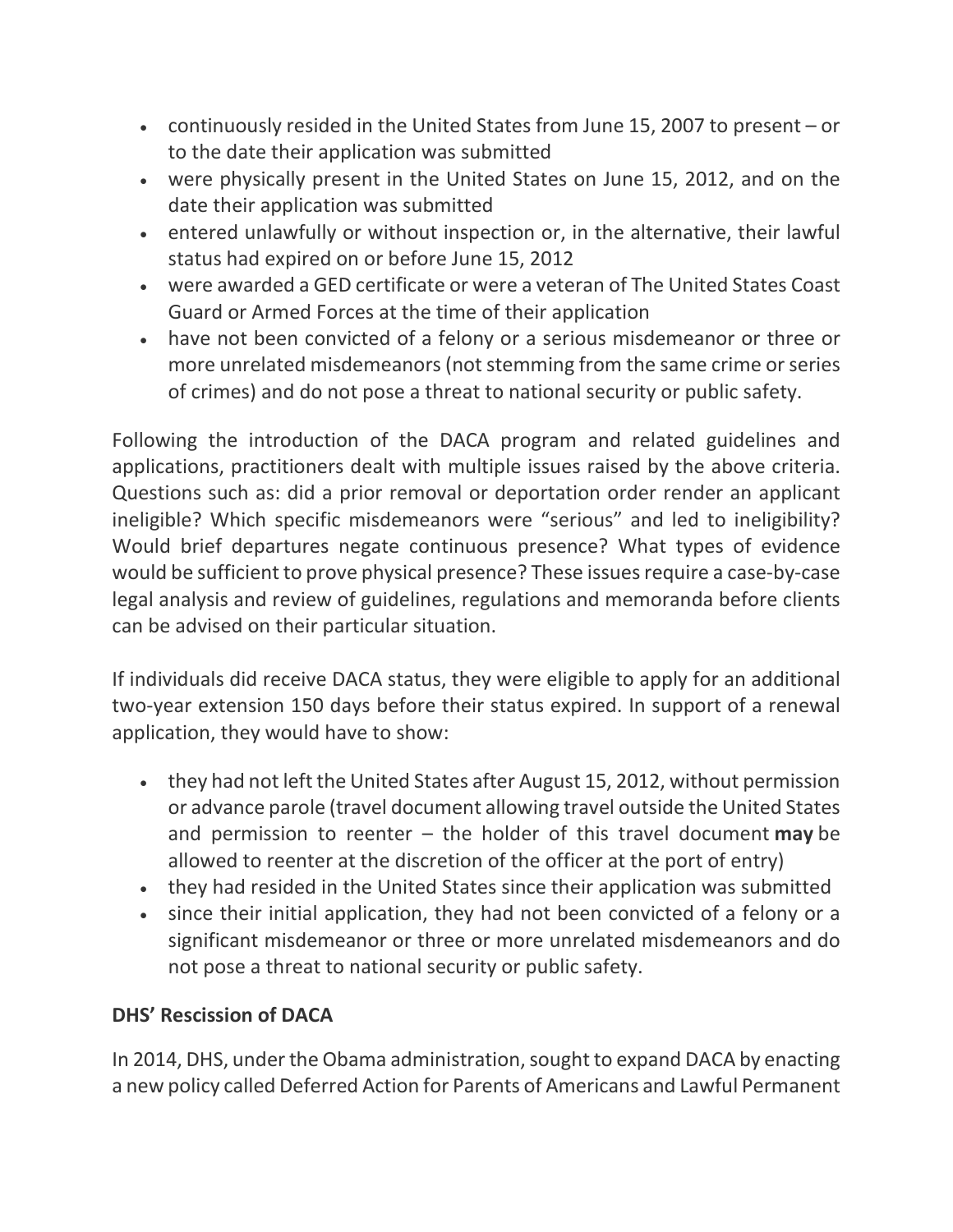- continuously resided in the United States from June 15, 2007 to present – or to the date their application was submitted
- were physically present in the United States on June 15, 2012, and on the date their application was submitted
- entered unlawfully or without inspection or, in the alternative, their lawful status had expired on or before June 15, 2012
- were awarded a GED certificate or were a veteran of The United States Coast Guard or Armed Forces at the time of their application
- have not been convicted of a felony or a serious misdemeanor or three or more unrelated misdemeanors (not stemming from the same crime or series of crimes) and do not pose a threat to national security or public safety.

Following the introduction of the DACA program and related guidelines and applications, practitioners dealt with multiple issues raised by the above criteria. Questions such as: did a prior removal or deportation order render an applicant ineligible? Which specific misdemeanors were "serious" and led to ineligibility? Would brief departures negate continuous presence? What types of evidence would be sufficient to prove physical presence? These issues require a case-by-case legal analysis and review of guidelines, regulations and memoranda before clients can be advised on their particular situation.

If individuals did receive DACA status, they were eligible to apply for an additional two-year extension 150 days before their status expired. In support of a renewal application, they would have to show:

- they had not left the United States after August 15, 2012, without permission or advance parole (travel document allowing travel outside the United States and permission to reenter – the holder of this travel document **may** be allowed to reenter at the discretion of the officer at the port of entry)
- they had resided in the United States since their application was submitted
- since their initial application, they had not been convicted of a felony or a significant misdemeanor or three or more unrelated misdemeanors and do not pose a threat to national security or public safety.

**DHS' Rescission of DACA**

In 2014, DHS, under the Obama administration, sought to expand DACA by enacting a new policy called Deferred Action for Parents of Americans and Lawful Permanent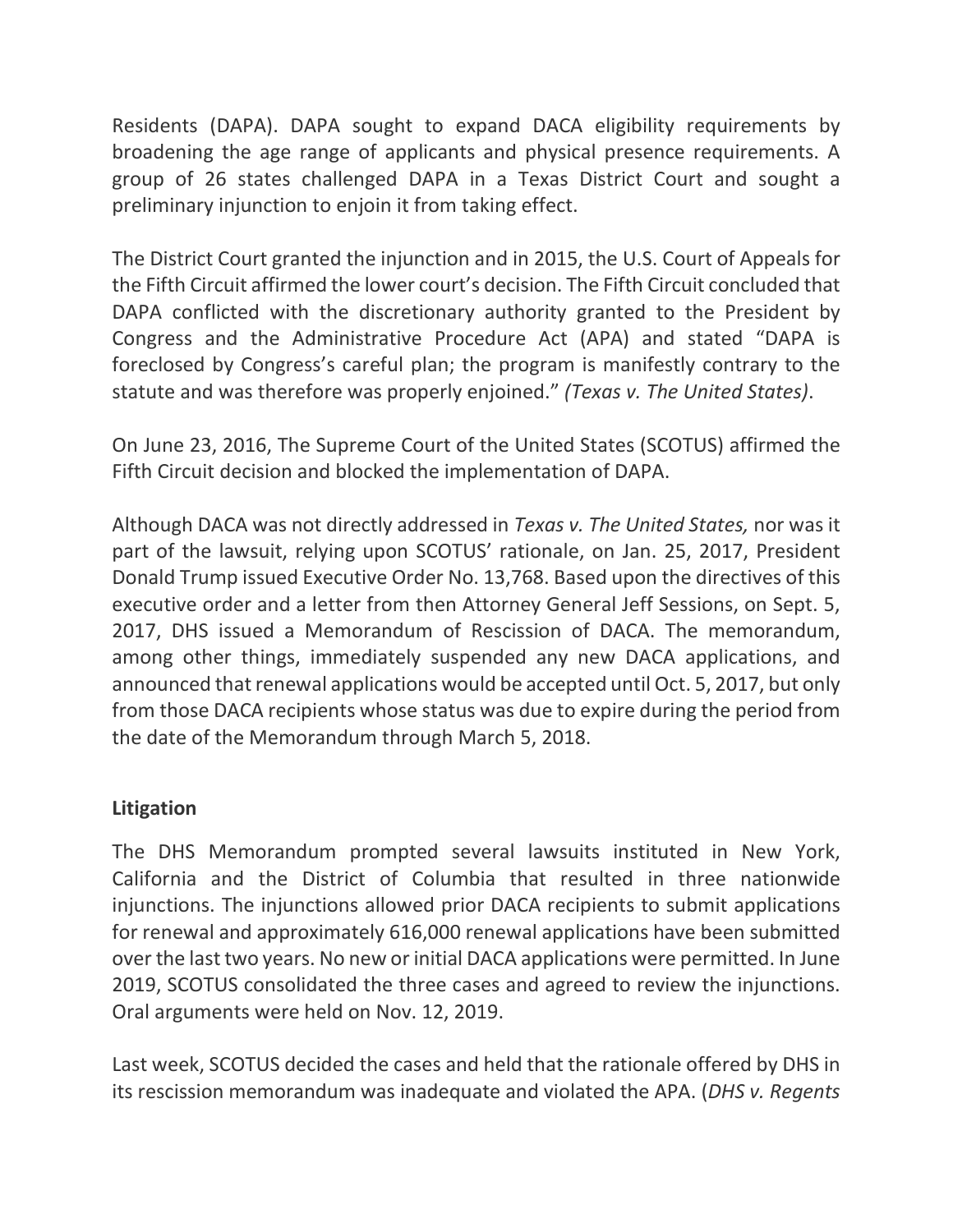Residents (DAPA). DAPA sought to expand DACA eligibility requirements by broadening the age range of applicants and physical presence requirements. A group of 26 states challenged DAPA in a Texas District Court and sought a preliminary injunction to enjoin it from taking effect.

The District Court granted the injunction and in 2015, the U.S. Court of Appeals for the Fifth Circuit affirmed the lower court's decision. The Fifth Circuit concluded that DAPA conflicted with the discretionary authority granted to the President by Congress and the Administrative Procedure Act (APA) and stated "DAPA is foreclosed by Congress's careful plan; the program is manifestly contrary to the statute and was therefore was properly enjoined." *(Texas v. The United States)*.

On June 23, 2016, The Supreme Court of the United States (SCOTUS) affirmed the Fifth Circuit decision and blocked the implementation of DAPA.

Although DACA was not directly addressed in *Texas v. The United States,* nor was it part of the lawsuit, relying upon SCOTUS' rationale, on Jan. 25, 2017, President Donald Trump issued Executive Order No. 13,768. Based upon the directives of this executive order and a letter from then Attorney General Jeff Sessions, on Sept. 5, 2017, DHS issued a Memorandum of Rescission of DACA. The memorandum, among other things, immediately suspended any new DACA applications, and announced that renewal applications would be accepted until Oct. 5, 2017, but only from those DACA recipients whose status was due to expire during the period from the date of the Memorandum through March 5, 2018.

**Litigation**

The DHS Memorandum prompted several lawsuits instituted in New York, California and the District of Columbia that resulted in three nationwide injunctions. The injunctions allowed prior DACA recipients to submit applications for renewal and approximately 616,000 renewal applications have been submitted over the last two years. No new or initial DACA applications were permitted. In June 2019, SCOTUS consolidated the three cases and agreed to review the injunctions. Oral arguments were held on Nov. 12, 2019.

Last week, SCOTUS decided the cases and held that the rationale offered by DHS in its rescission memorandum was inadequate and violated the APA. (*DHS v. Regents*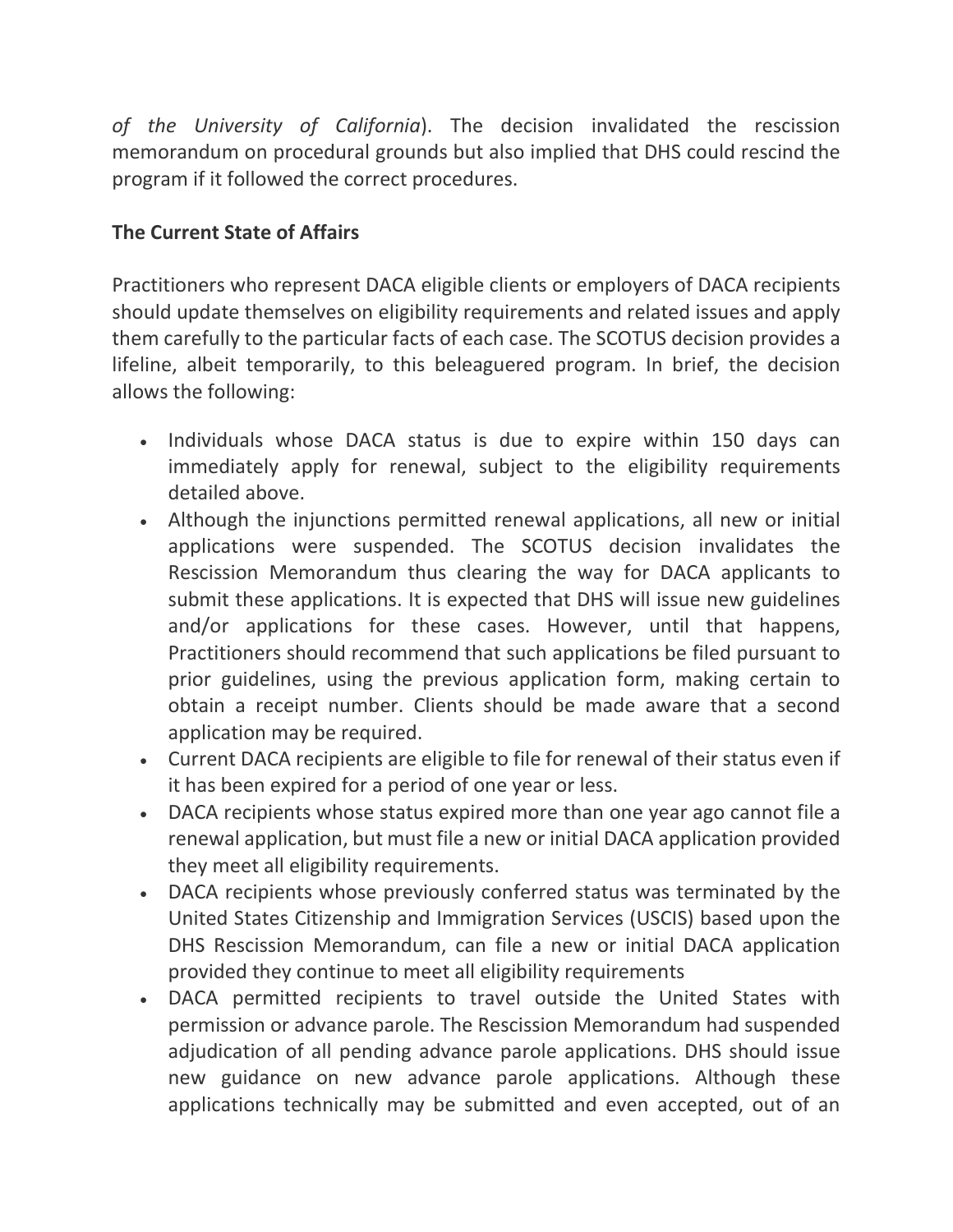*of the University of California*). The decision invalidated the rescission memorandum on procedural grounds but also implied that DHS could rescind the program if it followed the correct procedures.

**The Current State of Affairs**

Practitioners who represent DACA eligible clients or employers of DACA recipients should update themselves on eligibility requirements and related issues and apply them carefully to the particular facts of each case. The SCOTUS decision provides a lifeline, albeit temporarily, to this beleaguered program. In brief, the decision allows the following:

- Individuals whose DACA status is due to expire within 150 days can immediately apply for renewal, subject to the eligibility requirements detailed above.
- Although the injunctions permitted renewal applications, all new or initial applications were suspended. The SCOTUS decision invalidates the Rescission Memorandum thus clearing the way for DACA applicants to submit these applications. It is expected that DHS will issue new guidelines and/or applications for these cases. However, until that happens, Practitioners should recommend that such applications be filed pursuant to prior guidelines, using the previous application form, making certain to obtain a receipt number. Clients should be made aware that a second application may be required.
- Current DACA recipients are eligible to file for renewal of their status even if it has been expired for a period of one year or less.
- DACA recipients whose status expired more than one year ago cannot file a renewal application, but must file a new or initial DACA application provided they meet all eligibility requirements.
- DACA recipients whose previously conferred status was terminated by the United States Citizenship and Immigration Services (USCIS) based upon the DHS Rescission Memorandum, can file a new or initial DACA application provided they continue to meet all eligibility requirements
- DACA permitted recipients to travel outside the United States with permission or advance parole. The Rescission Memorandum had suspended adjudication of all pending advance parole applications. DHS should issue new guidance on new advance parole applications. Although these applications technically may be submitted and even accepted, out of an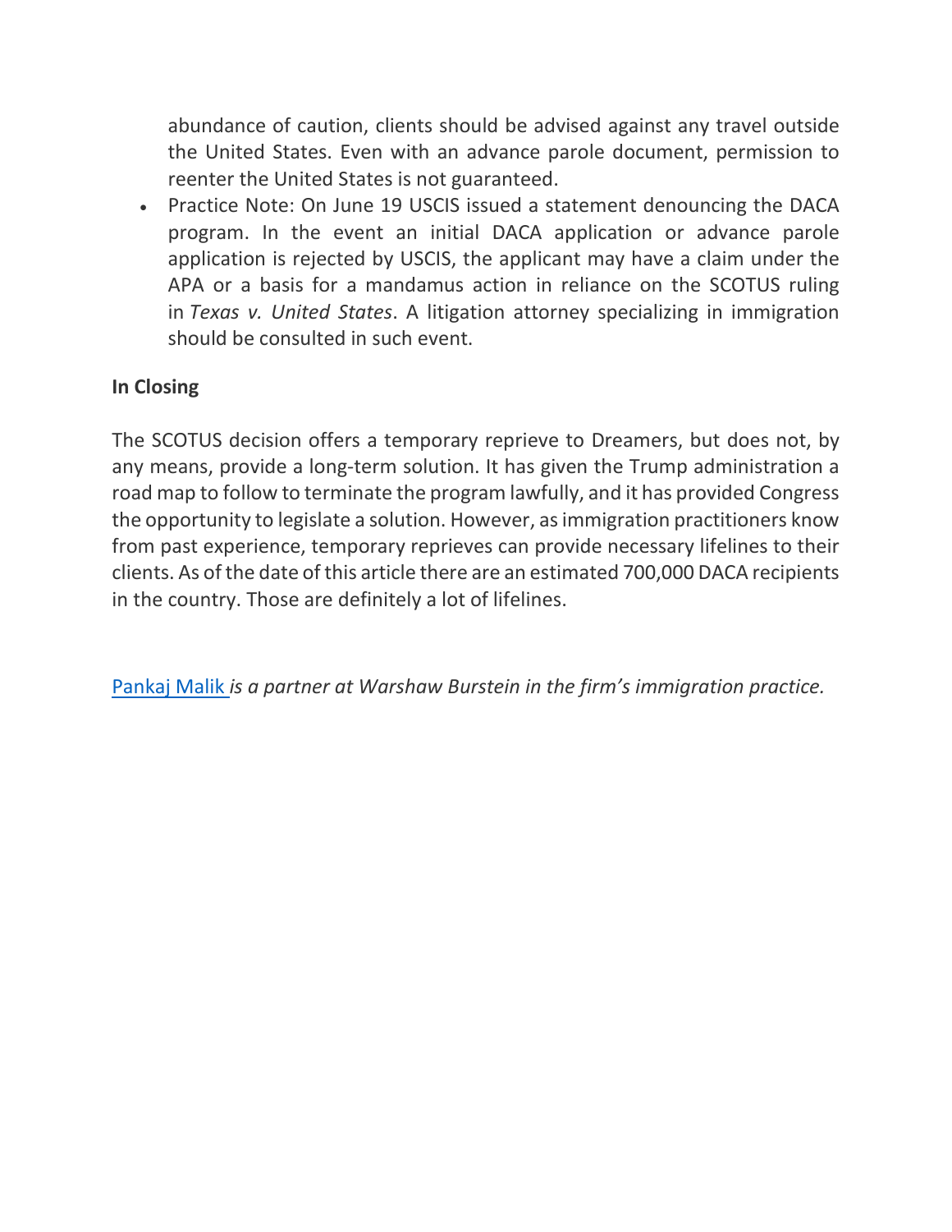abundance of caution, clients should be advised against any travel outside the United States. Even with an advance parole document, permission to reenter the United States is not guaranteed.

- Practice Note: On June 19 USCIS issued a statement denouncing the DACA program. In the event an initial DACA application or advance parole application is rejected by USCIS, the applicant may have a claim under the APA or a basis for a mandamus action in reliance on the SCOTUS ruling in *Texas v. United States*. A litigation attorney specializing in immigration should be consulted in such event.

**In Closing**

The SCOTUS decision offers a temporary reprieve to Dreamers, but does not, by any means, provide a long-term solution. It has given the Trump administration a road map to follow to terminate the program lawfully, and it has provided Congress the opportunity to legislate a solution. However, as immigration practitioners know from past experience, temporary reprieves can provide necessary lifelines to their clients. As of the date of this article there are an estimated 700,000 DACA recipients in the country. Those are definitely a lot of lifelines.

Pankaj Malik *is a partner at Warshaw Burstein in the firm's immigration practice.*